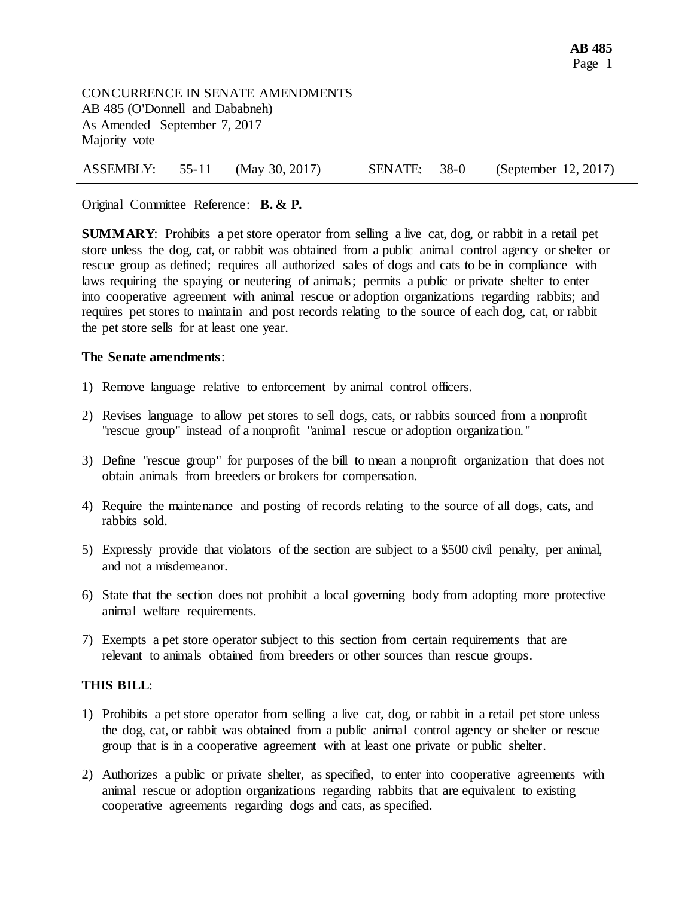CONCURRENCE IN SENATE AMENDMENTS
AB 485 (O'Donnell and Dababneh)
As Amended September 7, 2017
Majority vote

| ASSEMBLY: | 55-11 | (May 30, 2017) | SENATE: | 38-0 | (September 12, 2017) |
|---|---|---|---|---|---|

Original Committee Reference: **B. & P.**

**SUMMARY**: Prohibits a pet store operator from selling a live cat, dog, or rabbit in a retail pet store unless the dog, cat, or rabbit was obtained from a public animal control agency or shelter or rescue group as defined; requires all authorized sales of dogs and cats to be in compliance with laws requiring the spaying or neutering of animals; permits a public or private shelter to enter into cooperative agreement with animal rescue or adoption organizations regarding rabbits; and requires pet stores to maintain and post records relating to the source of each dog, cat, or rabbit the pet store sells for at least one year.

**The Senate amendments**:

1) Remove language relative to enforcement by animal control officers.

2) Revises language to allow pet stores to sell dogs, cats, or rabbits sourced from a nonprofit "rescue group" instead of a nonprofit "animal rescue or adoption organization."

3) Define "rescue group" for purposes of the bill to mean a nonprofit organization that does not obtain animals from breeders or brokers for compensation.

4) Require the maintenance and posting of records relating to the source of all dogs, cats, and rabbits sold.

5) Expressly provide that violators of the section are subject to a $500 civil penalty, per animal, and not a misdemeanor.

6) State that the section does not prohibit a local governing body from adopting more protective animal welfare requirements.

7) Exempts a pet store operator subject to this section from certain requirements that are relevant to animals obtained from breeders or other sources than rescue groups.

**THIS BILL**:

1) Prohibits a pet store operator from selling a live cat, dog, or rabbit in a retail pet store unless the dog, cat, or rabbit was obtained from a public animal control agency or shelter or rescue group that is in a cooperative agreement with at least one private or public shelter.

2) Authorizes a public or private shelter, as specified, to enter into cooperative agreements with animal rescue or adoption organizations regarding rabbits that are equivalent to existing cooperative agreements regarding dogs and cats, as specified.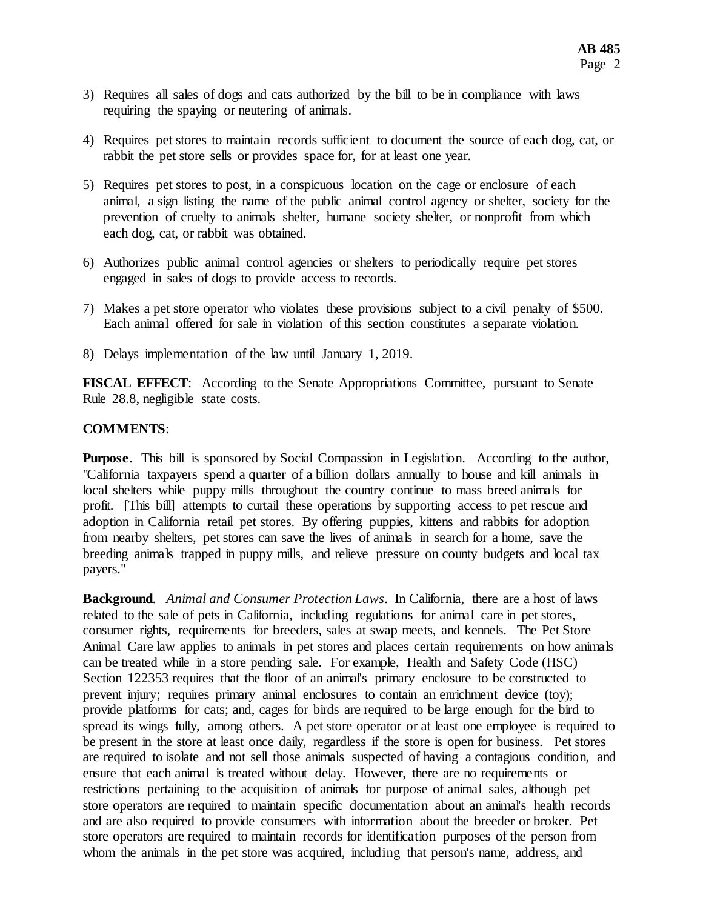3) Requires all sales of dogs and cats authorized by the bill to be in compliance with laws requiring the spaying or neutering of animals.

4) Requires pet stores to maintain records sufficient to document the source of each dog, cat, or rabbit the pet store sells or provides space for, for at least one year.

5) Requires pet stores to post, in a conspicuous location on the cage or enclosure of each animal, a sign listing the name of the public animal control agency or shelter, society for the prevention of cruelty to animals shelter, humane society shelter, or nonprofit from which each dog, cat, or rabbit was obtained.

6) Authorizes public animal control agencies or shelters to periodically require pet stores engaged in sales of dogs to provide access to records.

7) Makes a pet store operator who violates these provisions subject to a civil penalty of $500. Each animal offered for sale in violation of this section constitutes a separate violation.

8) Delays implementation of the law until January 1, 2019.

**FISCAL EFFECT**: According to the Senate Appropriations Committee, pursuant to Senate Rule 28.8, negligible state costs.

**COMMENTS**:

**Purpose**. This bill is sponsored by Social Compassion in Legislation. According to the author, "California taxpayers spend a quarter of a billion dollars annually to house and kill animals in local shelters while puppy mills throughout the country continue to mass breed animals for profit. [This bill] attempts to curtail these operations by supporting access to pet rescue and adoption in California retail pet stores. By offering puppies, kittens and rabbits for adoption from nearby shelters, pet stores can save the lives of animals in search for a home, save the breeding animals trapped in puppy mills, and relieve pressure on county budgets and local tax payers."

**Background**. *Animal and Consumer Protection Laws*. In California, there are a host of laws related to the sale of pets in California, including regulations for animal care in pet stores, consumer rights, requirements for breeders, sales at swap meets, and kennels. The Pet Store Animal Care law applies to animals in pet stores and places certain requirements on how animals can be treated while in a store pending sale. For example, Health and Safety Code (HSC) Section 122353 requires that the floor of an animal's primary enclosure to be constructed to prevent injury; requires primary animal enclosures to contain an enrichment device (toy); provide platforms for cats; and, cages for birds are required to be large enough for the bird to spread its wings fully, among others. A pet store operator or at least one employee is required to be present in the store at least once daily, regardless if the store is open for business. Pet stores are required to isolate and not sell those animals suspected of having a contagious condition, and ensure that each animal is treated without delay. However, there are no requirements or restrictions pertaining to the acquisition of animals for purpose of animal sales, although pet store operators are required to maintain specific documentation about an animal's health records and are also required to provide consumers with information about the breeder or broker. Pet store operators are required to maintain records for identification purposes of the person from whom the animals in the pet store was acquired, including that person's name, address, and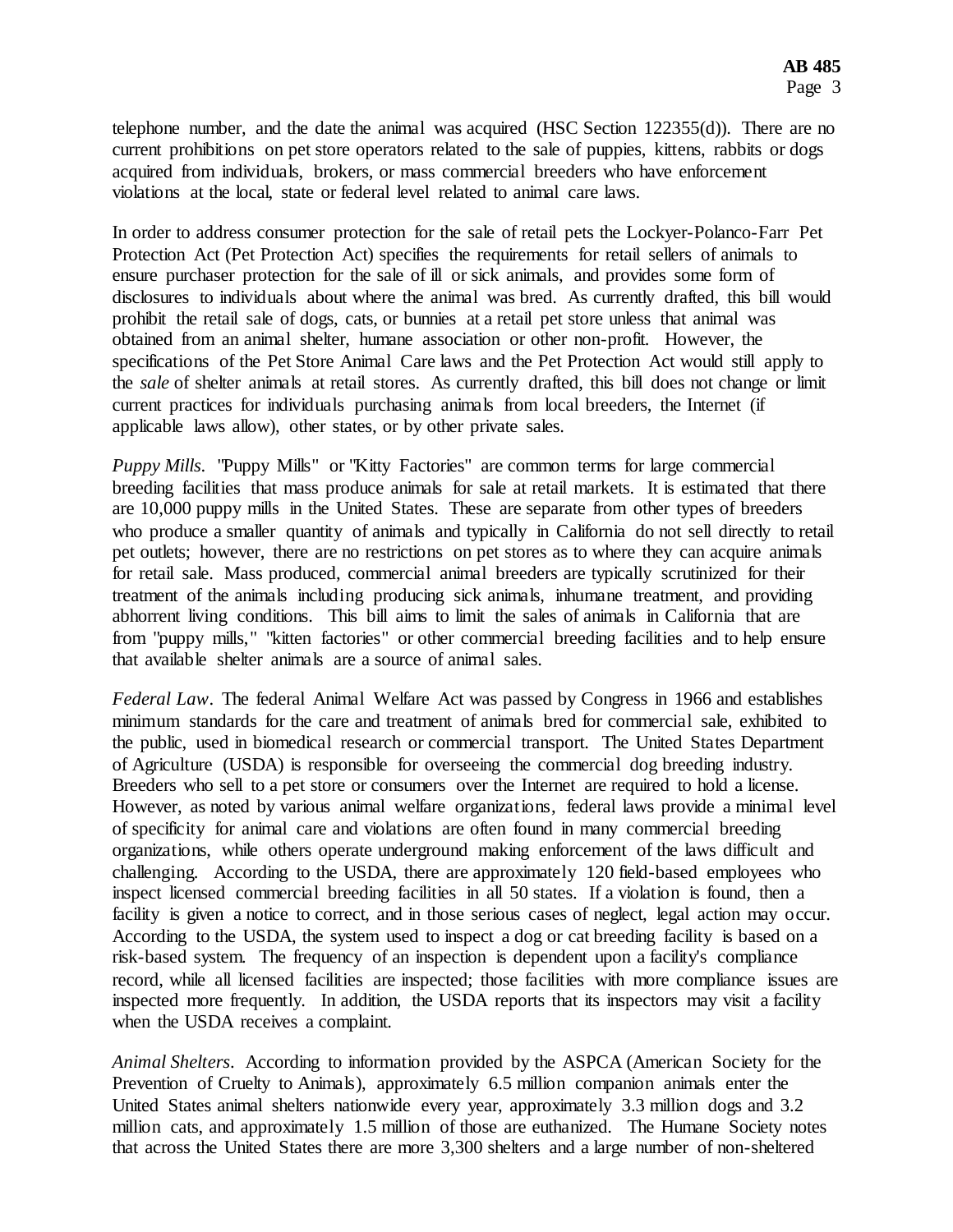telephone number, and the date the animal was acquired (HSC Section 122355(d)). There are no current prohibitions on pet store operators related to the sale of puppies, kittens, rabbits or dogs acquired from individuals, brokers, or mass commercial breeders who have enforcement violations at the local, state or federal level related to animal care laws.

In order to address consumer protection for the sale of retail pets the Lockyer-Polanco-Farr Pet Protection Act (Pet Protection Act) specifies the requirements for retail sellers of animals to ensure purchaser protection for the sale of ill or sick animals, and provides some form of disclosures to individuals about where the animal was bred. As currently drafted, this bill would prohibit the retail sale of dogs, cats, or bunnies at a retail pet store unless that animal was obtained from an animal shelter, humane association or other non-profit. However, the specifications of the Pet Store Animal Care laws and the Pet Protection Act would still apply to the *sale* of shelter animals at retail stores. As currently drafted, this bill does not change or limit current practices for individuals purchasing animals from local breeders, the Internet (if applicable laws allow), other states, or by other private sales.

*Puppy Mills*. "Puppy Mills" or "Kitty Factories" are common terms for large commercial breeding facilities that mass produce animals for sale at retail markets. It is estimated that there are 10,000 puppy mills in the United States. These are separate from other types of breeders who produce a smaller quantity of animals and typically in California do not sell directly to retail pet outlets; however, there are no restrictions on pet stores as to where they can acquire animals for retail sale. Mass produced, commercial animal breeders are typically scrutinized for their treatment of the animals including producing sick animals, inhumane treatment, and providing abhorrent living conditions. This bill aims to limit the sales of animals in California that are from "puppy mills," "kitten factories" or other commercial breeding facilities and to help ensure that available shelter animals are a source of animal sales.

*Federal Law*. The federal Animal Welfare Act was passed by Congress in 1966 and establishes minimum standards for the care and treatment of animals bred for commercial sale, exhibited to the public, used in biomedical research or commercial transport. The United States Department of Agriculture (USDA) is responsible for overseeing the commercial dog breeding industry. Breeders who sell to a pet store or consumers over the Internet are required to hold a license. However, as noted by various animal welfare organizations, federal laws provide a minimal level of specificity for animal care and violations are often found in many commercial breeding organizations, while others operate underground making enforcement of the laws difficult and challenging. According to the USDA, there are approximately 120 field-based employees who inspect licensed commercial breeding facilities in all 50 states. If a violation is found, then a facility is given a notice to correct, and in those serious cases of neglect, legal action may occur. According to the USDA, the system used to inspect a dog or cat breeding facility is based on a risk-based system. The frequency of an inspection is dependent upon a facility's compliance record, while all licensed facilities are inspected; those facilities with more compliance issues are inspected more frequently. In addition, the USDA reports that its inspectors may visit a facility when the USDA receives a complaint.

*Animal Shelters*. According to information provided by the ASPCA (American Society for the Prevention of Cruelty to Animals), approximately 6.5 million companion animals enter the United States animal shelters nationwide every year, approximately 3.3 million dogs and 3.2 million cats, and approximately 1.5 million of those are euthanized. The Humane Society notes that across the United States there are more 3,300 shelters and a large number of non-sheltered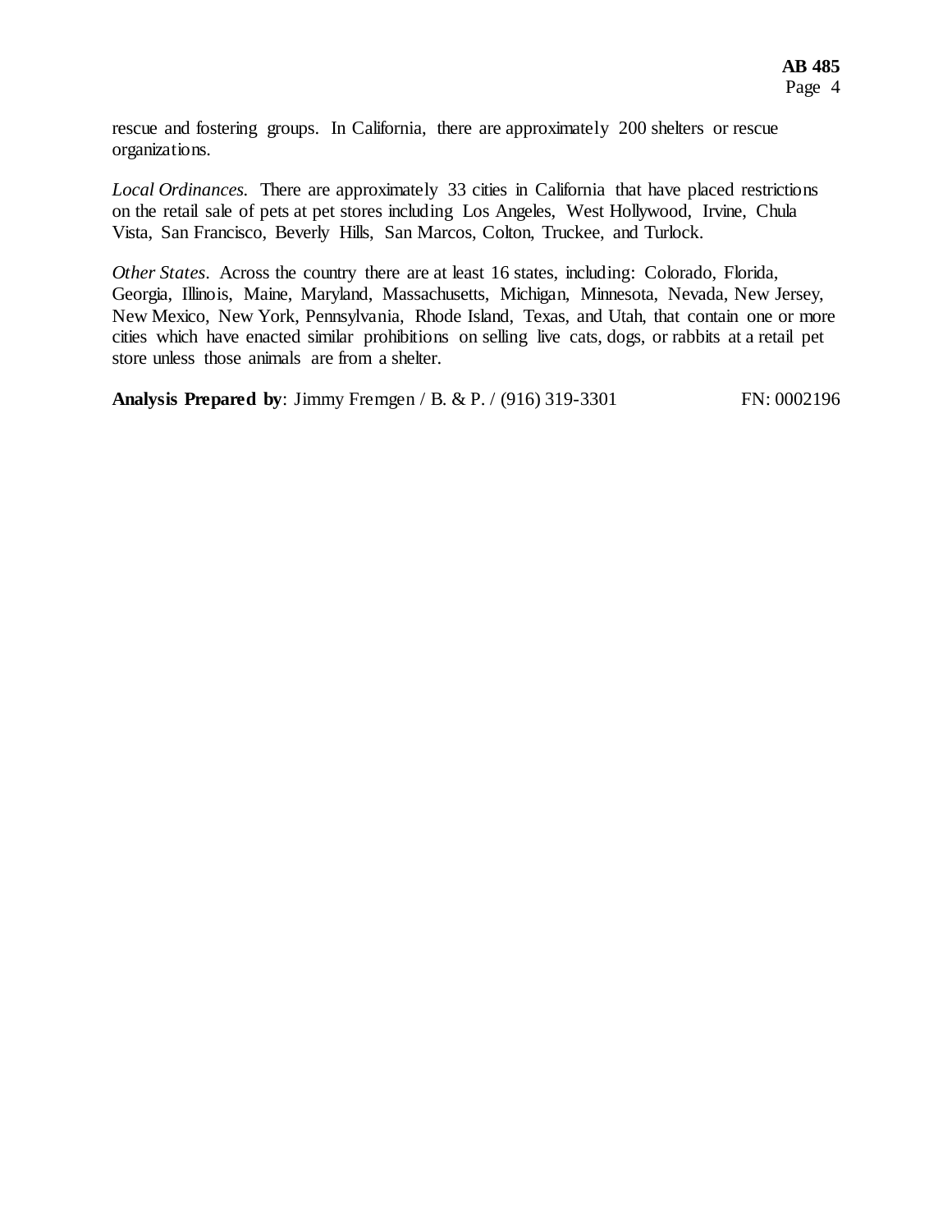rescue and fostering groups. In California, there are approximately 200 shelters or rescue organizations.

*Local Ordinances.* There are approximately 33 cities in California that have placed restrictions on the retail sale of pets at pet stores including Los Angeles, West Hollywood, Irvine, Chula Vista, San Francisco, Beverly Hills, San Marcos, Colton, Truckee, and Turlock.

*Other States*. Across the country there are at least 16 states, including: Colorado, Florida, Georgia, Illinois, Maine, Maryland, Massachusetts, Michigan, Minnesota, Nevada, New Jersey, New Mexico, New York, Pennsylvania, Rhode Island, Texas, and Utah, that contain one or more cities which have enacted similar prohibitions on selling live cats, dogs, or rabbits at a retail pet store unless those animals are from a shelter.

**Analysis Prepared by**: Jimmy Fremgen / B. & P. / (916) 319-3301 FN: 0002196